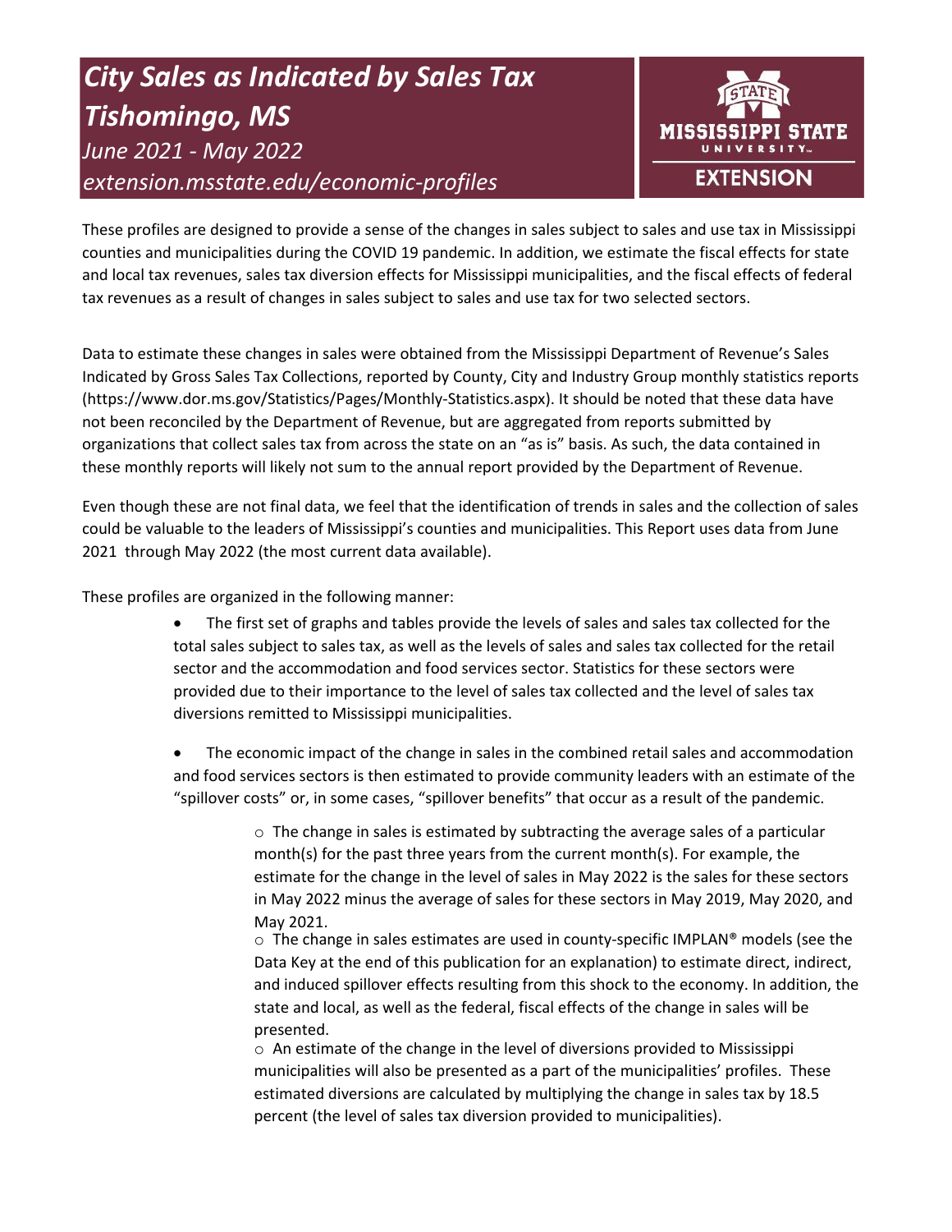# *City Sales as Indicated by Sales Tax Tishomingo, MS*

*June 2021 - May 2022*

*extension.msstate.edu/economic-profiles*

MISSISSIPPI STATE UNIVERSITY EXTENSION

These profiles are designed to provide a sense of the changes in sales subject to sales and use tax in Mississippi counties and municipalities during the COVID 19 pandemic. In addition, we estimate the fiscal effects for state and local tax revenues, sales tax diversion effects for Mississippi municipalities, and the fiscal effects of federal tax revenues as a result of changes in sales subject to sales and use tax for two selected sectors.

Data to estimate these changes in sales were obtained from the Mississippi Department of Revenue's Sales Indicated by Gross Sales Tax Collections, reported by County, City and Industry Group monthly statistics reports (https://www.dor.ms.gov/Statistics/Pages/Monthly-Statistics.aspx). It should be noted that these data have not been reconciled by the Department of Revenue, but are aggregated from reports submitted by organizations that collect sales tax from across the state on an "as is" basis. As such, the data contained in these monthly reports will likely not sum to the annual report provided by the Department of Revenue.

Even though these are not final data, we feel that the identification of trends in sales and the collection of sales could be valuable to the leaders of Mississippi's counties and municipalities. This Report uses data from June 2021 through May 2022 (the most current data available).

These profiles are organized in the following manner:

- The first set of graphs and tables provide the levels of sales and sales tax collected for the total sales subject to sales tax, as well as the levels of sales and sales tax collected for the retail sector and the accommodation and food services sector. Statistics for these sectors were provided due to their importance to the level of sales tax collected and the level of sales tax diversions remitted to Mississippi municipalities.

- The economic impact of the change in sales in the combined retail sales and accommodation and food services sectors is then estimated to provide community leaders with an estimate of the "spillover costs" or, in some cases, "spillover benefits" that occur as a result of the pandemic.

    - The change in sales is estimated by subtracting the average sales of a particular month(s) for the past three years from the current month(s). For example, the estimate for the change in the level of sales in May 2022 is the sales for these sectors in May 2022 minus the average of sales for these sectors in May 2019, May 2020, and May 2021.
    - The change in sales estimates are used in county-specific IMPLAN® models (see the Data Key at the end of this publication for an explanation) to estimate direct, indirect, and induced spillover effects resulting from this shock to the economy. In addition, the state and local, as well as the federal, fiscal effects of the change in sales will be presented.
    - An estimate of the change in the level of diversions provided to Mississippi municipalities will also be presented as a part of the municipalities' profiles. These estimated diversions are calculated by multiplying the change in sales tax by 18.5 percent (the level of sales tax diversion provided to municipalities).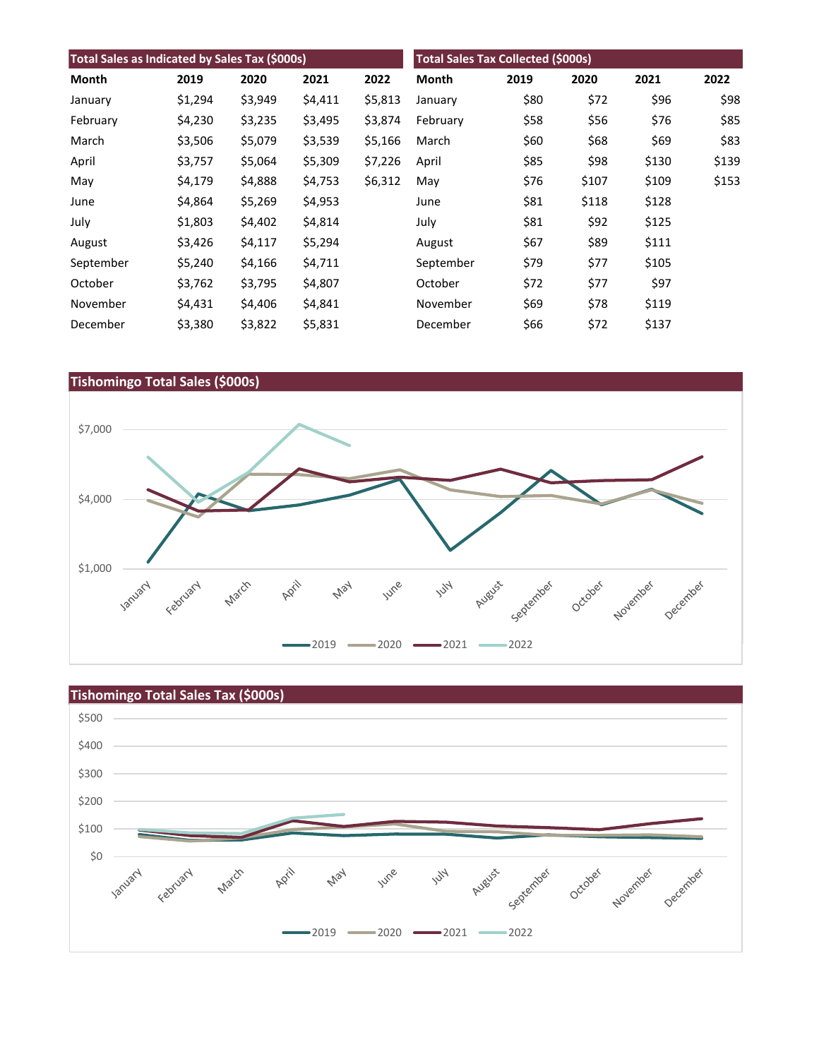## Total Sales as Indicated by Sales Tax ($000s)

| Month | 2019 | 2020 | 2021 | 2022 |
|---|---|---|---|---|
| January | $1,294 | $3,949 | $4,411 | $5,813 |
| February | $4,230 | $3,235 | $3,495 | $3,874 |
| March | $3,506 | $5,079 | $3,539 | $5,166 |
| April | $3,757 | $5,064 | $5,309 | $7,226 |
| May | $4,179 | $4,888 | $4,753 | $6,312 |
| June | $4,864 | $5,269 | $4,953 | |
| July | $1,803 | $4,402 | $4,814 | |
| August | $3,426 | $4,117 | $5,294 | |
| September | $5,240 | $4,166 | $4,711 | |
| October | $3,762 | $3,795 | $4,807 | |
| November | $4,431 | $4,406 | $4,841 | |
| December | $3,380 | $3,822 | $5,831 | |

## Total Sales Tax Collected ($000s)

| Month | 2019 | 2020 | 2021 | 2022 |
|---|---|---|---|---|
| January | $80 | $72 | $96 | $98 |
| February | $58 | $56 | $76 | $85 |
| March | $60 | $68 | $69 | $83 |
| April | $85 | $98 | $130 | $139 |
| May | $76 | $107 | $109 | $153 |
| June | $81 | $118 | $128 | |
| July | $81 | $92 | $125 | |
| August | $67 | $89 | $111 | |
| September | $79 | $77 | $105 | |
| October | $72 | $77 | $97 | |
| November | $69 | $78 | $119 | |
| December | $66 | $72 | $137 | |

## Tishomingo Total Sales ($000s)

## Tishomingo Total Sales Tax ($000s)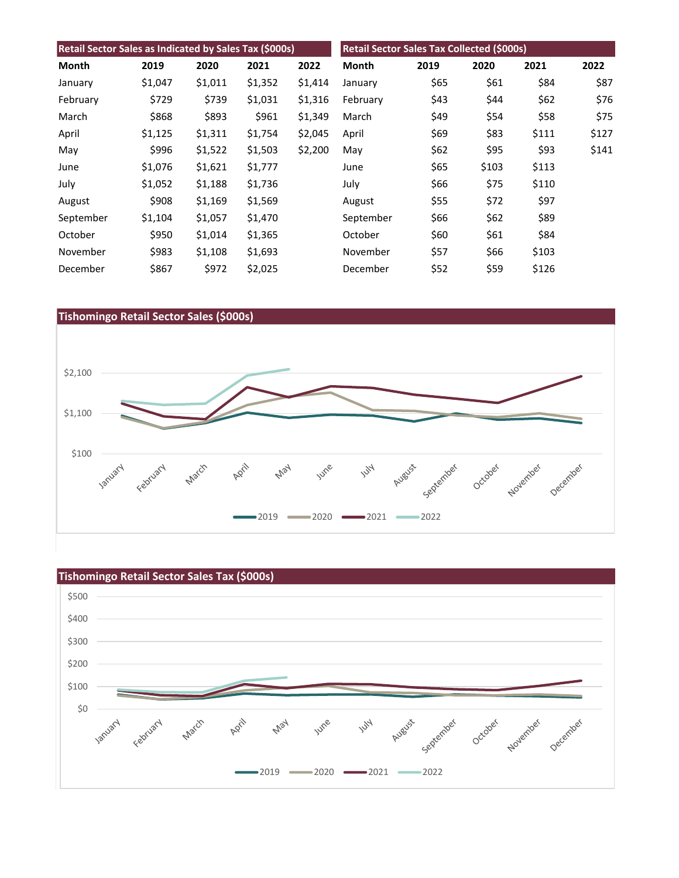## Retail Sector Sales as Indicated by Sales Tax ($000s)

| Month | 2019 | 2020 | 2021 | 2022 |
|---|---|---|---|---|
| January | $1,047 | $1,011 | $1,352 | $1,414 |
| February | $729 | $739 | $1,031 | $1,316 |
| March | $868 | $893 | $961 | $1,349 |
| April | $1,125 | $1,311 | $1,754 | $2,045 |
| May | $996 | $1,522 | $1,503 | $2,200 |
| June | $1,076 | $1,621 | $1,777 | |
| July | $1,052 | $1,188 | $1,736 | |
| August | $908 | $1,169 | $1,569 | |
| September | $1,104 | $1,057 | $1,470 | |
| October | $950 | $1,014 | $1,365 | |
| November | $983 | $1,108 | $1,693 | |
| December | $867 | $972 | $2,025 | |

## Retail Sector Sales Tax Collected ($000s)

| Month | 2019 | 2020 | 2021 | 2022 |
|---|---|---|---|---|
| January | $65 | $61 | $84 | $87 |
| February | $43 | $44 | $62 | $76 |
| March | $49 | $54 | $58 | $75 |
| April | $69 | $83 | $111 | $127 |
| May | $62 | $95 | $93 | $141 |
| June | $65 | $103 | $113 | |
| July | $66 | $75 | $110 | |
| August | $55 | $72 | $97 | |
| September | $66 | $62 | $89 | |
| October | $60 | $61 | $84 | |
| November | $57 | $66 | $103 | |
| December | $52 | $59 | $126 | |

## Tishomingo Retail Sector Sales ($000s)

## Tishomingo Retail Sector Sales Tax ($000s)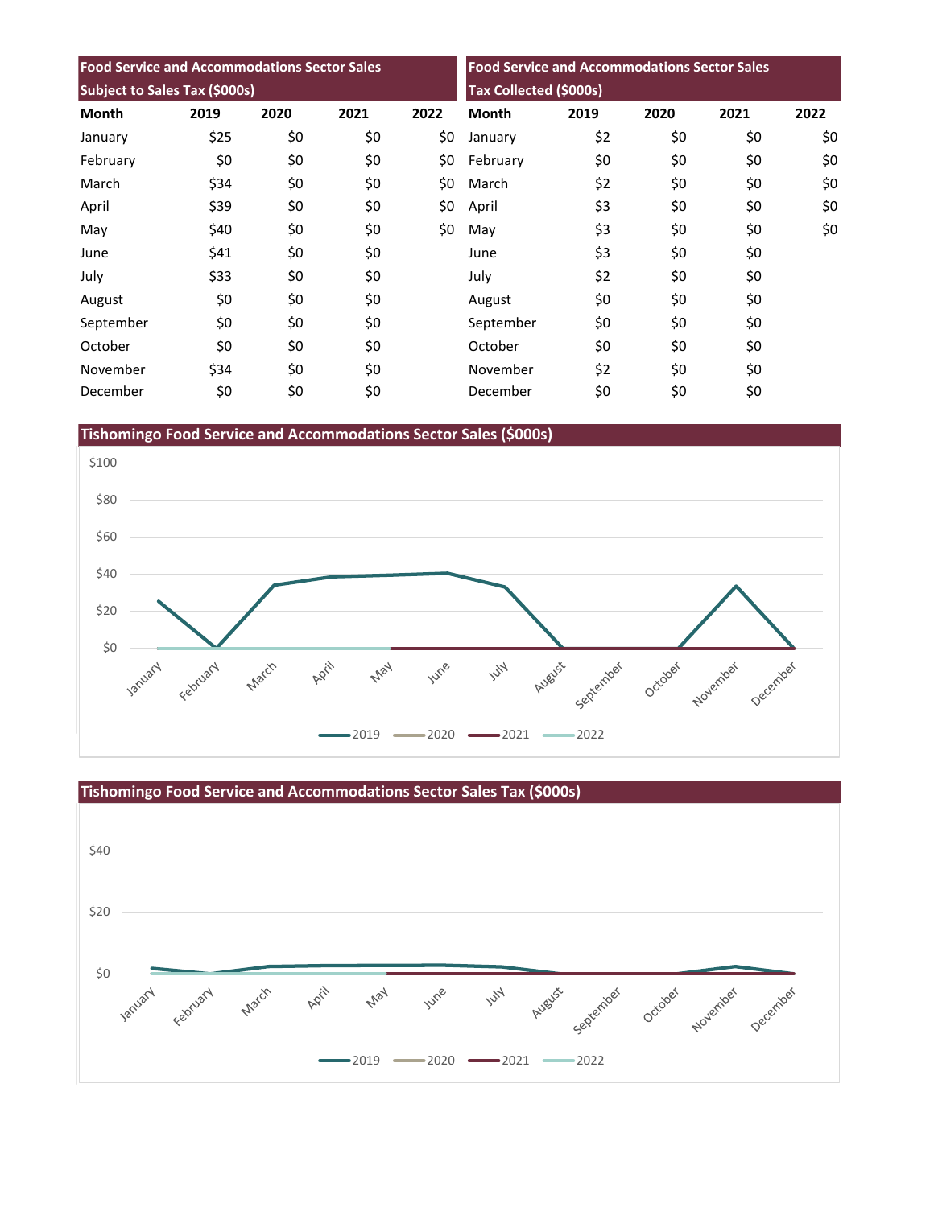| Food Service and Accommodations Sector Sales Subject to Sales Tax ($000s) | | | | |
|---|---|---|---|---|
| Month | 2019 | 2020 | 2021 | 2022 |
| January | $25 | $0 | $0 | $0 |
| February | $0 | $0 | $0 | $0 |
| March | $34 | $0 | $0 | $0 |
| April | $39 | $0 | $0 | $0 |
| May | $40 | $0 | $0 | $0 |
| June | $41 | $0 | $0 | |
| July | $33 | $0 | $0 | |
| August | $0 | $0 | $0 | |
| September | $0 | $0 | $0 | |
| October | $0 | $0 | $0 | |
| November | $34 | $0 | $0 | |
| December | $0 | $0 | $0 | |

| Food Service and Accommodations Sector Sales Tax Collected ($000s) | | | | |
|---|---|---|---|---|
| Month | 2019 | 2020 | 2021 | 2022 |
| January | $2 | $0 | $0 | $0 |
| February | $0 | $0 | $0 | $0 |
| March | $2 | $0 | $0 | $0 |
| April | $3 | $0 | $0 | $0 |
| May | $3 | $0 | $0 | $0 |
| June | $3 | $0 | $0 | |
| July | $2 | $0 | $0 | |
| August | $0 | $0 | $0 | |
| September | $0 | $0 | $0 | |
| October | $0 | $0 | $0 | |
| November | $2 | $0 | $0 | |
| December | $0 | $0 | $0 | |

## Tishomingo Food Service and Accommodations Sector Sales ($000s)

## Tishomingo Food Service and Accommodations Sector Sales Tax ($000s)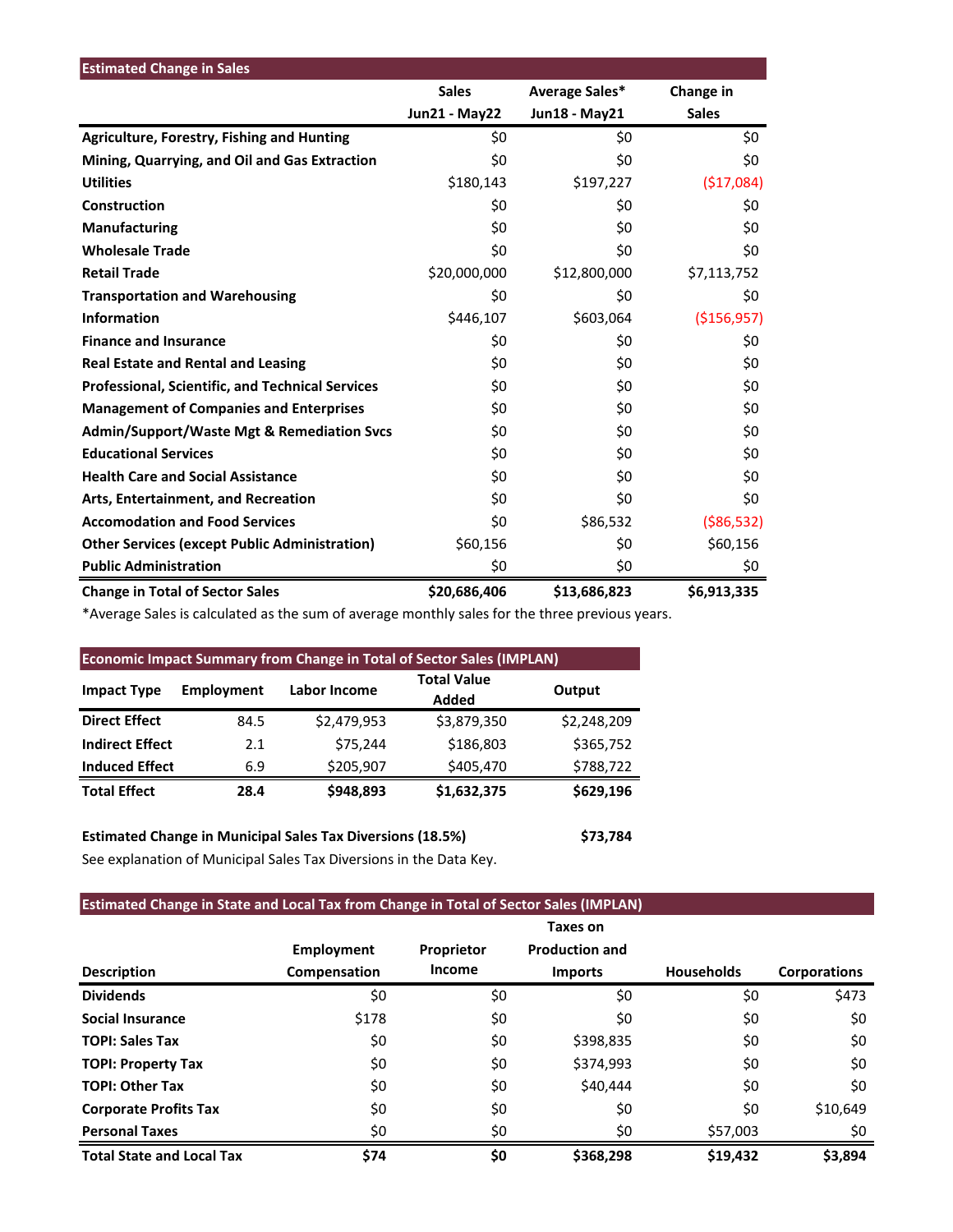| Estimated Change in Sales | Sales Jun21 - May22 | Average Sales* Jun18 - May21 | Change in Sales |
|---|---|---|---|
| **Agriculture, Forestry, Fishing and Hunting** | $0 | $0 | $0 |
| **Mining, Quarrying, and Oil and Gas Extraction** | $0 | $0 | $0 |
| **Utilities** | $180,143 | $197,227 | ($17,084) |
| **Construction** | $0 | $0 | $0 |
| **Manufacturing** | $0 | $0 | $0 |
| **Wholesale Trade** | $0 | $0 | $0 |
| **Retail Trade** | $20,000,000 | $12,800,000 | $7,113,752 |
| **Transportation and Warehousing** | $0 | $0 | $0 |
| **Information** | $446,107 | $603,064 | ($156,957) |
| **Finance and Insurance** | $0 | $0 | $0 |
| **Real Estate and Rental and Leasing** | $0 | $0 | $0 |
| **Professional, Scientific, and Technical Services** | $0 | $0 | $0 |
| **Management of Companies and Enterprises** | $0 | $0 | $0 |
| **Admin/Support/Waste Mgt & Remediation Svcs** | $0 | $0 | $0 |
| **Educational Services** | $0 | $0 | $0 |
| **Health Care and Social Assistance** | $0 | $0 | $0 |
| **Arts, Entertainment, and Recreation** | $0 | $0 | $0 |
| **Accomodation and Food Services** | $0 | $86,532 | ($86,532) |
| **Other Services (except Public Administration)** | $60,156 | $0 | $60,156 |
| **Public Administration** | $0 | $0 | $0 |
| **Change in Total of Sector Sales** | **$20,686,406** | **$13,686,823** | **$6,913,335** |

*Average Sales is calculated as the sum of average monthly sales for the three previous years.

**Economic Impact Summary from Change in Total of Sector Sales (IMPLAN)**

| Impact Type | Employment | Labor Income | Total Value Added | Output |
|---|---|---|---|---|
| **Direct Effect** | 84.5 | $2,479,953 | $3,879,350 | $2,248,209 |
| **Indirect Effect** | 2.1 | $75,244 | $186,803 | $365,752 |
| **Induced Effect** | 6.9 | $205,907 | $405,470 | $788,722 |
| **Total Effect** | **28.4** | **$948,893** | **$1,632,375** | **$629,196** |

**Estimated Change in Municipal Sales Tax Diversions (18.5%)** **$73,784**

See explanation of Municipal Sales Tax Diversions in the Data Key.

**Estimated Change in State and Local Tax from Change in Total of Sector Sales (IMPLAN)**

| Description | Employment Compensation | Proprietor Income | Taxes on Production and Imports | Households | Corporations |
|---|---|---|---|---|---|
| **Dividends** | $0 | $0 | $0 | $0 | $473 |
| **Social Insurance** | $178 | $0 | $0 | $0 | $0 |
| **TOPI: Sales Tax** | $0 | $0 | $398,835 | $0 | $0 |
| **TOPI: Property Tax** | $0 | $0 | $374,993 | $0 | $0 |
| **TOPI: Other Tax** | $0 | $0 | $40,444 | $0 | $0 |
| **Corporate Profits Tax** | $0 | $0 | $0 | $0 | $10,649 |
| **Personal Taxes** | $0 | $0 | $0 | $57,003 | $0 |
| **Total State and Local Tax** | **$74** | **$0** | **$368,298** | **$19,432** | **$3,894** |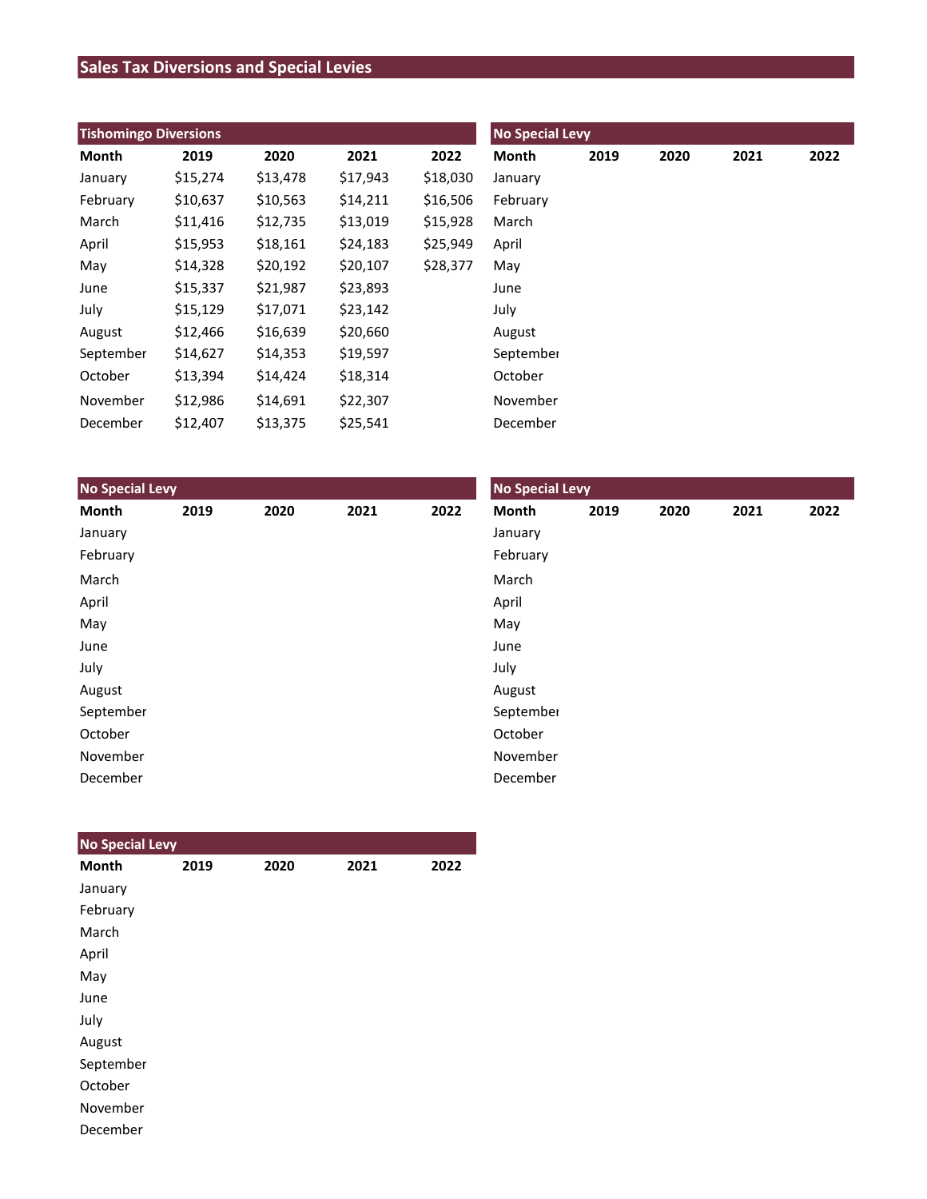## Sales Tax Diversions and Special Levies

| Tishomingo Diversions | | | | |
|---|---|---|---|---|
| **Month** | **2019** | **2020** | **2021** | **2022** |
| January | $15,274 | $13,478 | $17,943 | $18,030 |
| February | $10,637 | $10,563 | $14,211 | $16,506 |
| March | $11,416 | $12,735 | $13,019 | $15,928 |
| April | $15,953 | $18,161 | $24,183 | $25,949 |
| May | $14,328 | $20,192 | $20,107 | $28,377 |
| June | $15,337 | $21,987 | $23,893 | |
| July | $15,129 | $17,071 | $23,142 | |
| August | $12,466 | $16,639 | $20,660 | |
| September | $14,627 | $14,353 | $19,597 | |
| October | $13,394 | $14,424 | $18,314 | |
| November | $12,986 | $14,691 | $22,307 | |
| December | $12,407 | $13,375 | $25,541 | |

| No Special Levy | | | | |
|---|---|---|---|---|
| **Month** | **2019** | **2020** | **2021** | **2022** |
| January | | | | |
| February | | | | |
| March | | | | |
| April | | | | |
| May | | | | |
| June | | | | |
| July | | | | |
| August | | | | |
| September | | | | |
| October | | | | |
| November | | | | |
| December | | | | |

| No Special Levy | | | | |
|---|---|---|---|---|
| **Month** | **2019** | **2020** | **2021** | **2022** |
| January | | | | |
| February | | | | |
| March | | | | |
| April | | | | |
| May | | | | |
| June | | | | |
| July | | | | |
| August | | | | |
| September | | | | |
| October | | | | |
| November | | | | |
| December | | | | |

| No Special Levy | | | | |
|---|---|---|---|---|
| **Month** | **2019** | **2020** | **2021** | **2022** |
| January | | | | |
| February | | | | |
| March | | | | |
| April | | | | |
| May | | | | |
| June | | | | |
| July | | | | |
| August | | | | |
| September | | | | |
| October | | | | |
| November | | | | |
| December | | | | |

| No Special Levy | | | | |
|---|---|---|---|---|
| **Month** | **2019** | **2020** | **2021** | **2022** |
| January | | | | |
| February | | | | |
| March | | | | |
| April | | | | |
| May | | | | |
| June | | | | |
| July | | | | |
| August | | | | |
| September | | | | |
| October | | | | |
| November | | | | |
| December | | | | |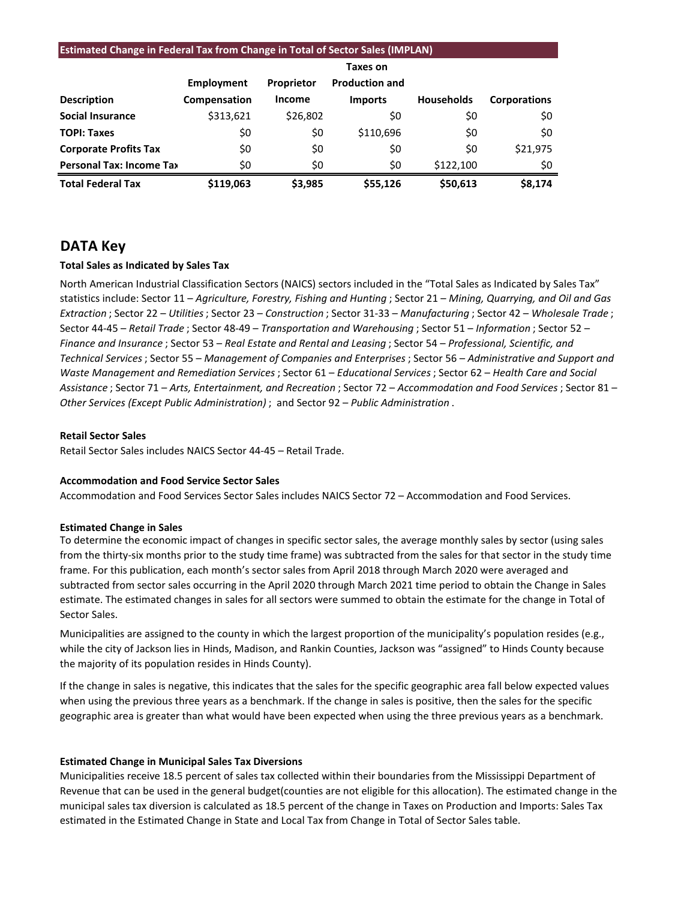| Estimated Change in Federal Tax from Change in Total of Sector Sales (IMPLAN) | | | | | |
|---|---|---|---|---|---|
| Description | Employment Compensation | Proprietor Income | Taxes on Production and Imports | Households | Corporations |
| **Social Insurance** | $313,621 | $26,802 | $0 | $0 | $0 |
| **TOPI: Taxes** | $0 | $0 | $110,696 | $0 | $0 |
| **Corporate Profits Tax** | $0 | $0 | $0 | $0 | $21,975 |
| **Personal Tax: Income Tax** | $0 | $0 | $0 | $122,100 | $0 |
| **Total Federal Tax** | **$119,063** | **$3,985** | **$55,126** | **$50,613** | **$8,174** |

## DATA Key

**Total Sales as Indicated by Sales Tax**

North American Industrial Classification Sectors (NAICS) sectors included in the "Total Sales as Indicated by Sales Tax" statistics include: Sector 11 – *Agriculture, Forestry, Fishing and Hunting* ; Sector 21 – *Mining, Quarrying, and Oil and Gas Extraction* ; Sector 22 – *Utilities* ; Sector 23 – *Construction* ; Sector 31-33 – *Manufacturing* ; Sector 42 – *Wholesale Trade* ; Sector 44-45 – *Retail Trade* ; Sector 48-49 – *Transportation and Warehousing* ; Sector 51 – *Information* ; Sector 52 – *Finance and Insurance* ; Sector 53 – *Real Estate and Rental and Leasing* ; Sector 54 – *Professional, Scientific, and Technical Services* ; Sector 55 – *Management of Companies and Enterprises* ; Sector 56 – *Administrative and Support and Waste Management and Remediation Services* ; Sector 61 – *Educational Services* ; Sector 62 – *Health Care and Social Assistance* ; Sector 71 – *Arts, Entertainment, and Recreation* ; Sector 72 – *Accommodation and Food Services* ; Sector 81 – *Other Services (Except Public Administration)* ; and Sector 92 – *Public Administration* .

**Retail Sector Sales**

Retail Sector Sales includes NAICS Sector 44-45 – Retail Trade.

**Accommodation and Food Service Sector Sales**

Accommodation and Food Services Sector Sales includes NAICS Sector 72 – Accommodation and Food Services.

**Estimated Change in Sales**

To determine the economic impact of changes in specific sector sales, the average monthly sales by sector (using sales from the thirty-six months prior to the study time frame) was subtracted from the sales for that sector in the study time frame. For this publication, each month's sector sales from April 2018 through March 2020 were averaged and subtracted from sector sales occurring in the April 2020 through March 2021 time period to obtain the Change in Sales estimate. The estimated changes in sales for all sectors were summed to obtain the estimate for the change in Total of Sector Sales.

Municipalities are assigned to the county in which the largest proportion of the municipality's population resides (e.g., while the city of Jackson lies in Hinds, Madison, and Rankin Counties, Jackson was "assigned" to Hinds County because the majority of its population resides in Hinds County).

If the change in sales is negative, this indicates that the sales for the specific geographic area fall below expected values when using the previous three years as a benchmark. If the change in sales is positive, then the sales for the specific geographic area is greater than what would have been expected when using the three previous years as a benchmark.

**Estimated Change in Municipal Sales Tax Diversions**

Municipalities receive 18.5 percent of sales tax collected within their boundaries from the Mississippi Department of Revenue that can be used in the general budget(counties are not eligible for this allocation). The estimated change in the municipal sales tax diversion is calculated as 18.5 percent of the change in Taxes on Production and Imports: Sales Tax estimated in the Estimated Change in State and Local Tax from Change in Total of Sector Sales table.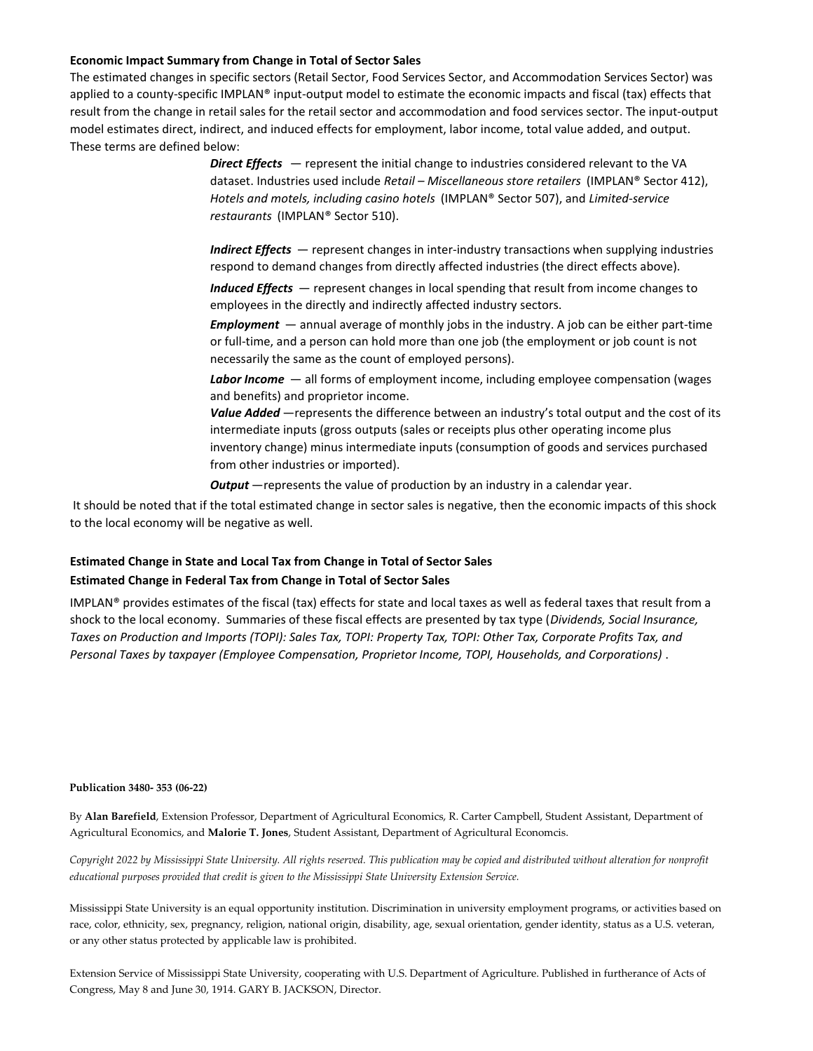**Economic Impact Summary from Change in Total of Sector Sales**

The estimated changes in specific sectors (Retail Sector, Food Services Sector, and Accommodation Services Sector) was applied to a county-specific IMPLAN® input-output model to estimate the economic impacts and fiscal (tax) effects that result from the change in retail sales for the retail sector and accommodation and food services sector. The input-output model estimates direct, indirect, and induced effects for employment, labor income, total value added, and output. These terms are defined below:

***Direct Effects*** — represent the initial change to industries considered relevant to the VA dataset. Industries used include *Retail – Miscellaneous store retailers* (IMPLAN® Sector 412), *Hotels and motels, including casino hotels* (IMPLAN® Sector 507), and *Limited-service restaurants* (IMPLAN® Sector 510).

***Indirect Effects*** — represent changes in inter-industry transactions when supplying industries respond to demand changes from directly affected industries (the direct effects above).

***Induced Effects*** — represent changes in local spending that result from income changes to employees in the directly and indirectly affected industry sectors.

***Employment*** — annual average of monthly jobs in the industry. A job can be either part-time or full-time, and a person can hold more than one job (the employment or job count is not necessarily the same as the count of employed persons).

***Labor Income*** — all forms of employment income, including employee compensation (wages and benefits) and proprietor income.

***Value Added*** —represents the difference between an industry's total output and the cost of its intermediate inputs (gross outputs (sales or receipts plus other operating income plus inventory change) minus intermediate inputs (consumption of goods and services purchased from other industries or imported).

***Output*** —represents the value of production by an industry in a calendar year.

It should be noted that if the total estimated change in sector sales is negative, then the economic impacts of this shock to the local economy will be negative as well.

**Estimated Change in State and Local Tax from Change in Total of Sector Sales**

**Estimated Change in Federal Tax from Change in Total of Sector Sales**

IMPLAN® provides estimates of the fiscal (tax) effects for state and local taxes as well as federal taxes that result from a shock to the local economy. Summaries of these fiscal effects are presented by tax type (*Dividends, Social Insurance, Taxes on Production and Imports (TOPI): Sales Tax, TOPI: Property Tax, TOPI: Other Tax, Corporate Profits Tax, and Personal Taxes by taxpayer (Employee Compensation, Proprietor Income, TOPI, Households, and Corporations)* .

**Publication 3480- 353 (06-22)**

By **Alan Barefield**, Extension Professor, Department of Agricultural Economics, R. Carter Campbell, Student Assistant, Department of Agricultural Economics, and **Malorie T. Jones**, Student Assistant, Department of Agricultural Economcis.

*Copyright 2022 by Mississippi State University. All rights reserved. This publication may be copied and distributed without alteration for nonprofit educational purposes provided that credit is given to the Mississippi State University Extension Service.*

Mississippi State University is an equal opportunity institution. Discrimination in university employment programs, or activities based on race, color, ethnicity, sex, pregnancy, religion, national origin, disability, age, sexual orientation, gender identity, status as a U.S. veteran, or any other status protected by applicable law is prohibited.

Extension Service of Mississippi State University, cooperating with U.S. Department of Agriculture. Published in furtherance of Acts of Congress, May 8 and June 30, 1914. GARY B. JACKSON, Director.